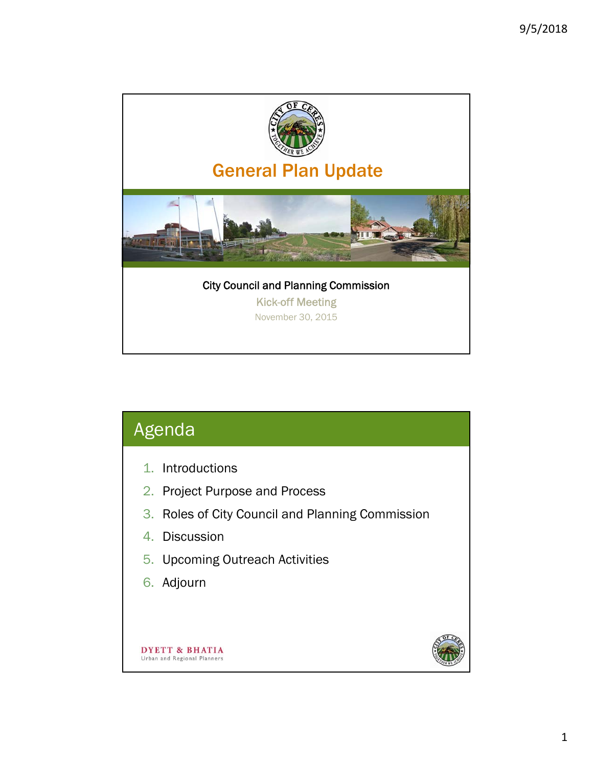# General Plan Update

City Council and Planning Commission

Kick-off Meeting

November 30, 2015

## Agenda

1. Introductions
2. Project Purpose and Process
3. Roles of City Council and Planning Commission
4. Discussion
5. Upcoming Outreach Activities
6. Adjourn

DYETT & BHATIA
Urban and Regional Planners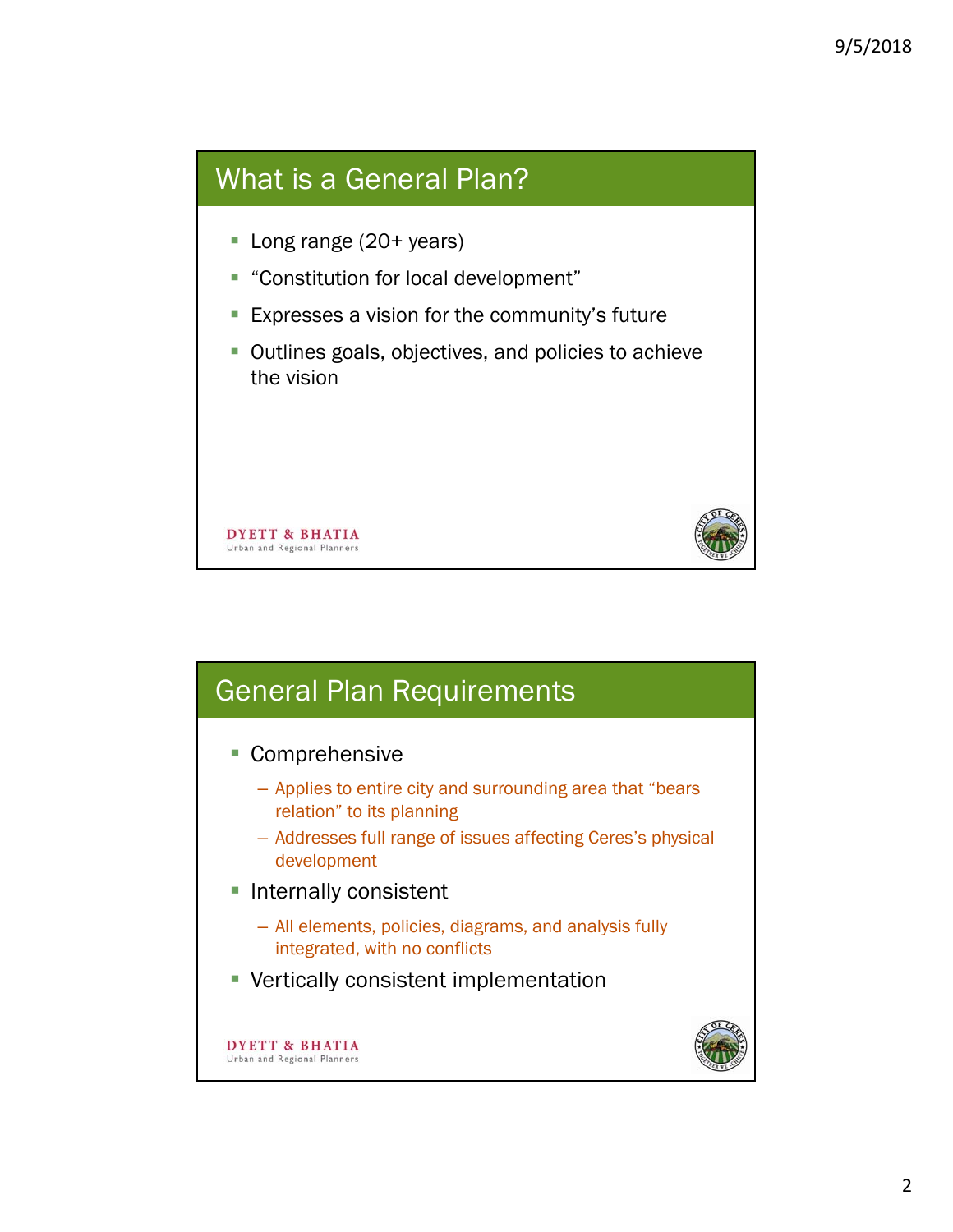## What is a General Plan?

- Long range (20+ years)
- "Constitution for local development"
- Expresses a vision for the community's future
- Outlines goals, objectives, and policies to achieve the vision

DYETT & BHATIA
Urban and Regional Planners

## General Plan Requirements

- Comprehensive
  - Applies to entire city and surrounding area that "bears relation" to its planning
  - Addresses full range of issues affecting Ceres's physical development
- Internally consistent
  - All elements, policies, diagrams, and analysis fully integrated, with no conflicts
- Vertically consistent implementation

DYETT & BHATIA
Urban and Regional Planners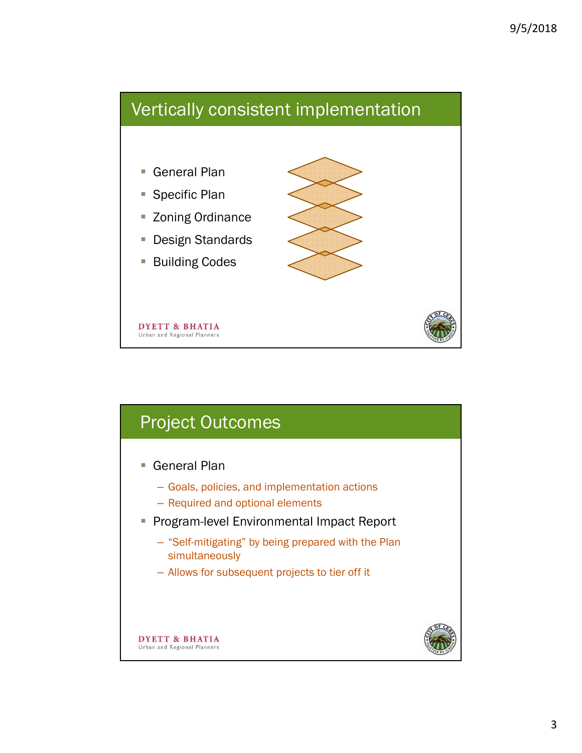## Vertically consistent implementation

- General Plan
- Specific Plan
- Zoning Ordinance
- Design Standards
- Building Codes

DYETT & BHATIA
Urban and Regional Planners

## Project Outcomes

- General Plan
  - Goals, policies, and implementation actions
  - Required and optional elements
- Program-level Environmental Impact Report
  - "Self-mitigating" by being prepared with the Plan simultaneously
  - Allows for subsequent projects to tier off it

DYETT & BHATIA
Urban and Regional Planners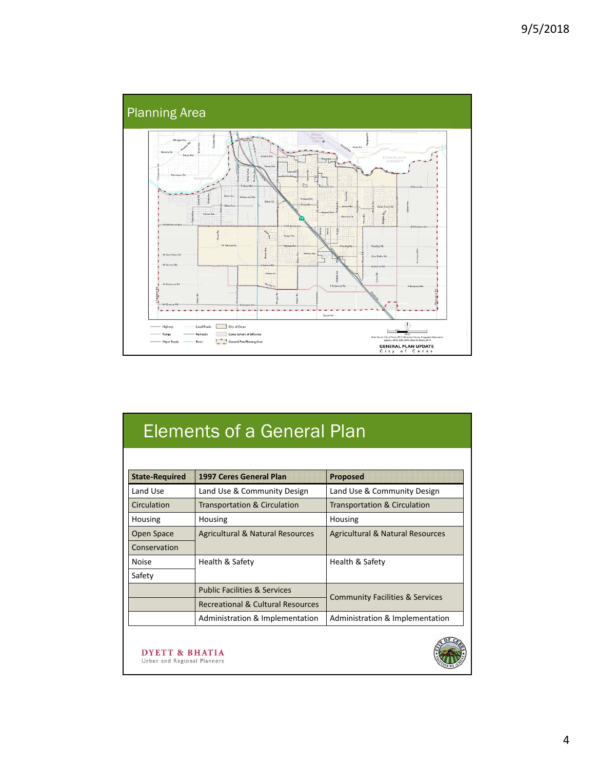## Planning Area

Highway
Ramps
Major Roads
Local Roads
Railroads
River
City of Ceres
Ceres Sphere of Influence
General Plan Planning Area

GENERAL PLAN UPDATE
City of Ceres

## Elements of a General Plan

| State-Required | 1997 Ceres General Plan | Proposed |
|---|---|---|
| Land Use | Land Use & Community Design | Land Use & Community Design |
| Circulation | Transportation & Circulation | Transportation & Circulation |
| Housing | Housing | Housing |
| Open Space | Agricultural & Natural Resources | Agricultural & Natural Resources |
| Conservation | | |
| Noise | Health & Safety | Health & Safety |
| Safety | | |
| | Public Facilities & Services | Community Facilities & Services |
| | Recreational & Cultural Resources | |
| | Administration & Implementation | Administration & Implementation |

DYETT & BHATIA
Urban and Regional Planners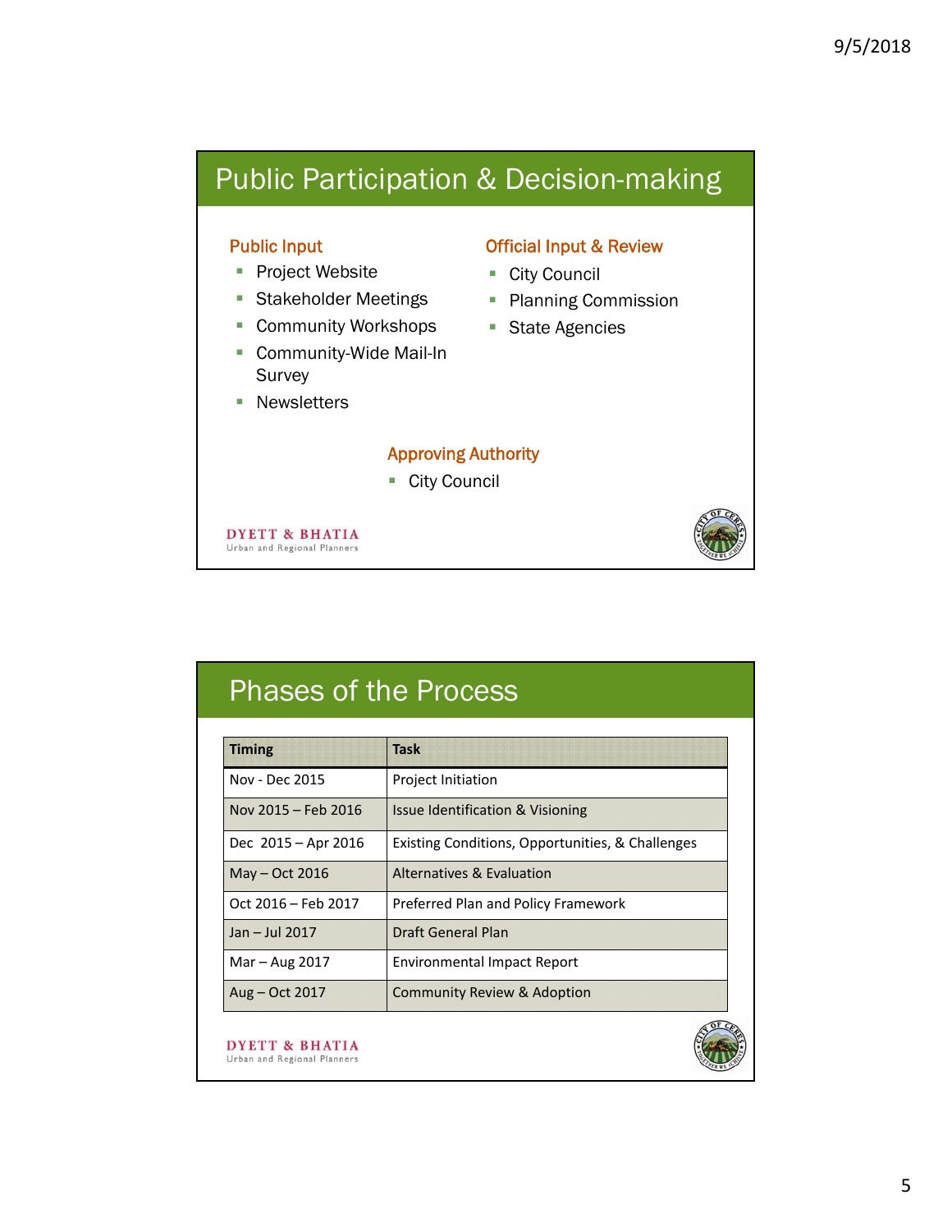## Public Participation & Decision-making

### Public Input

- Project Website
- Stakeholder Meetings
- Community Workshops
- Community-Wide Mail-In Survey
- Newsletters

### Official Input & Review

- City Council
- Planning Commission
- State Agencies

### Approving Authority

- City Council

DYETT & BHATIA
Urban and Regional Planners

## Phases of the Process

| Timing | Task |
| --- | --- |
| Nov - Dec 2015 | Project Initiation |
| Nov 2015 – Feb 2016 | Issue Identification & Visioning |
| Dec 2015 – Apr 2016 | Existing Conditions, Opportunities, & Challenges |
| May – Oct 2016 | Alternatives & Evaluation |
| Oct 2016 – Feb 2017 | Preferred Plan and Policy Framework |
| Jan – Jul 2017 | Draft General Plan |
| Mar – Aug 2017 | Environmental Impact Report |
| Aug – Oct 2017 | Community Review & Adoption |

DYETT & BHATIA
Urban and Regional Planners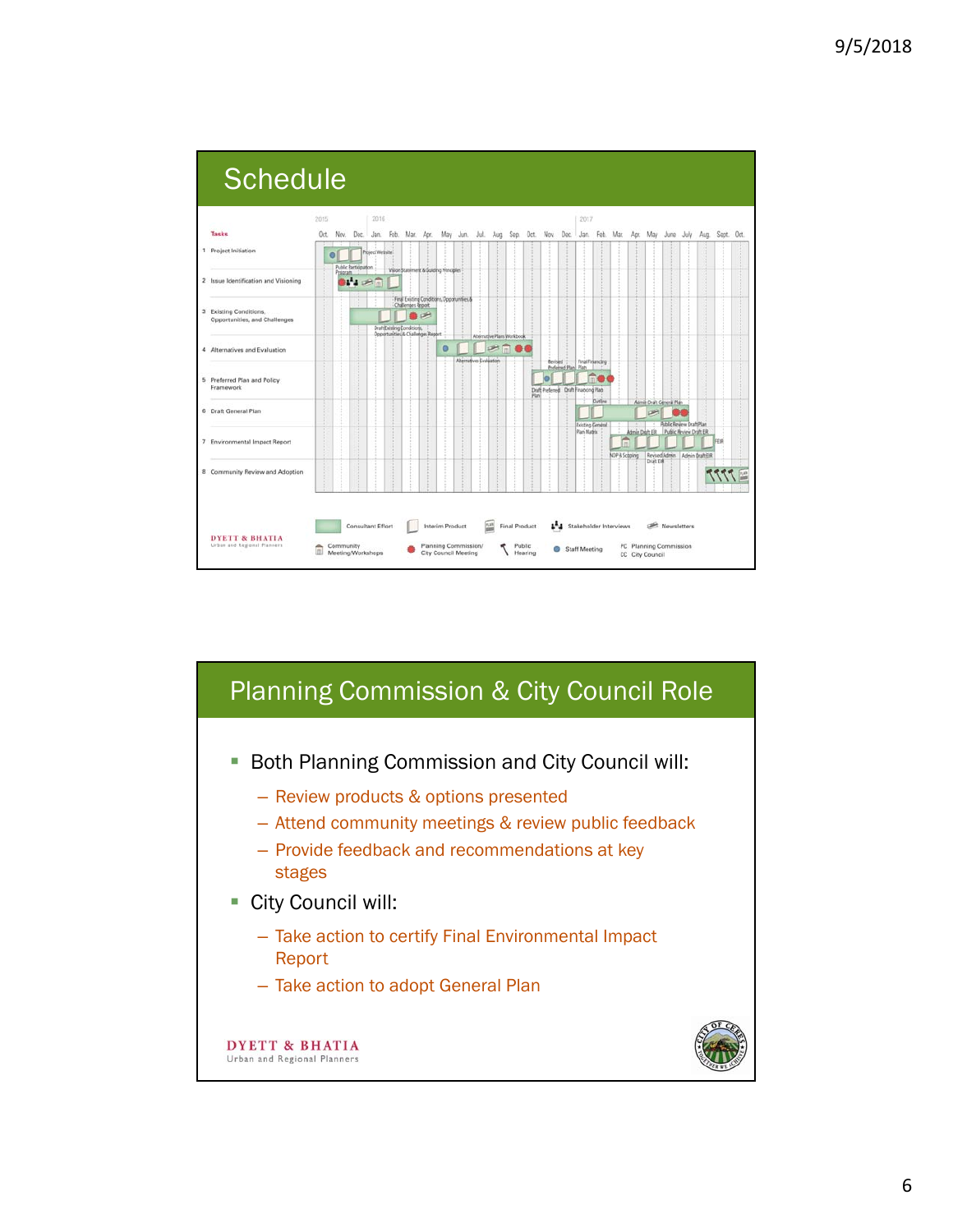## Schedule

| Tasks |
|---|
| 1 Project Initiation |
| 2 Issue Identification and Visioning |
| 3 Existing Conditions, Opportunities, and Challenges |
| 4 Alternatives and Evaluation |
| 5 Preferred Plan and Policy Framework |
| 6 Draft General Plan |
| 7 Environmental Impact Report |
| 8 Community Review and Adoption |

2015: Oct. Nov. Dec. 2016: Jan. Feb. Mar. Apr. May Jun. Jul. Aug. Sep. Oct. Nov. Dec. 2017: Jan. Feb. Mar. Apr. May June July Aug. Sept. Oct.

Project Website; Public Participation Program; Vision Statement & Guiding Principles; Final Existing Conditions, Opportunities & Challenges Report; Draft Existing Conditions, Opportunities & Challenges Report; Alternative Plans Workbook; Alternatives Evaluation; Revised Preferred Plan; Final Financing Plan; Draft Preferred Plan; Draft Financing Plan; Outline; Admin Draft General Plan; Existing General Plan Matrix; Public Review Draft Plan; Admin Draft EIR; Public Review Draft EIR; FEIR; NOP & Scoping; Revised Admin Draft EIR; Admin Draft EIR

Legend: Consultant Effort; Interim Product; Final Product; Stakeholder Interviews; Newsletters; Community Meeting/Workshops; Planning Commission/City Council Meeting; Public Hearing; Staff Meeting; PC Planning Commission; CC City Council

DYETT & BHATIA
Urban and Regional Planners

## Planning Commission & City Council Role

- Both Planning Commission and City Council will:
  - Review products & options presented
  - Attend community meetings & review public feedback
  - Provide feedback and recommendations at key stages
- City Council will:
  - Take action to certify Final Environmental Impact Report
  - Take action to adopt General Plan

DYETT & BHATIA
Urban and Regional Planners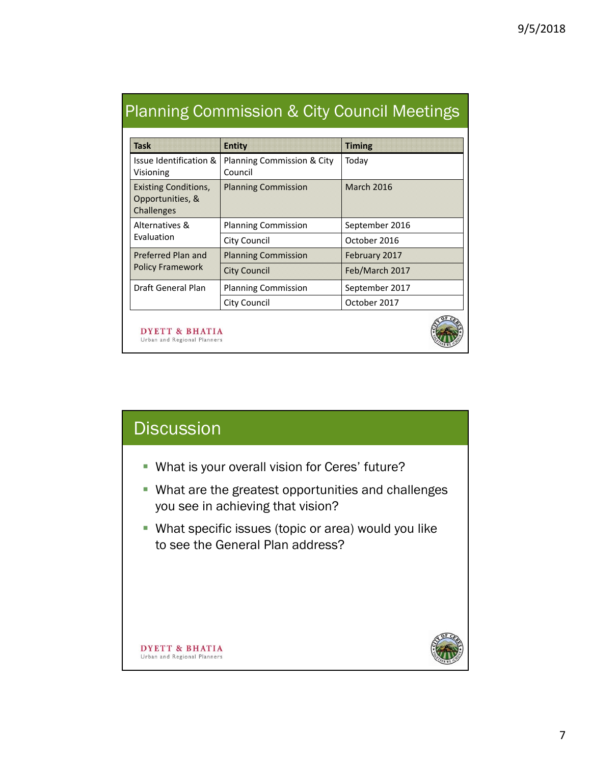## Planning Commission & City Council Meetings

| Task | Entity | Timing |
|---|---|---|
| Issue Identification & Visioning | Planning Commission & City Council | Today |
| Existing Conditions, Opportunities, & Challenges | Planning Commission | March 2016 |
| Alternatives & Evaluation | Planning Commission | September 2016 |
| | City Council | October 2016 |
| Preferred Plan and Policy Framework | Planning Commission | February 2017 |
| | City Council | Feb/March 2017 |
| Draft General Plan | Planning Commission | September 2017 |
| | City Council | October 2017 |

DYETT & BHATIA
Urban and Regional Planners

## Discussion

- What is your overall vision for Ceres' future?
- What are the greatest opportunities and challenges you see in achieving that vision?
- What specific issues (topic or area) would you like to see the General Plan address?

DYETT & BHATIA
Urban and Regional Planners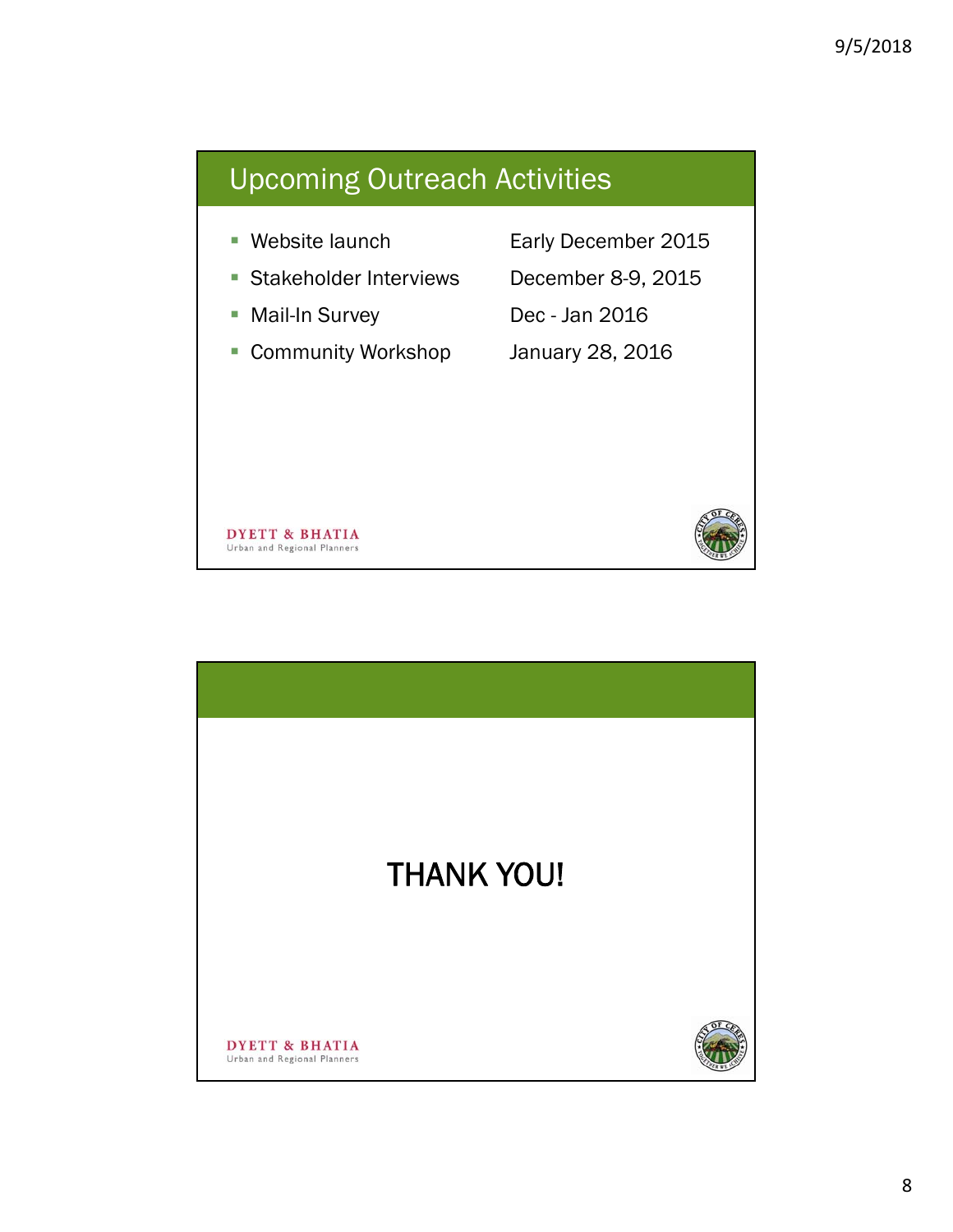## Upcoming Outreach Activities

| | |
|---|---|
| Website launch | Early December 2015 |
| Stakeholder Interviews | December 8-9, 2015 |
| Mail-In Survey | Dec - Jan 2016 |
| Community Workshop | January 28, 2016 |

DYETT & BHATIA
Urban and Regional Planners

THANK YOU!

DYETT & BHATIA
Urban and Regional Planners